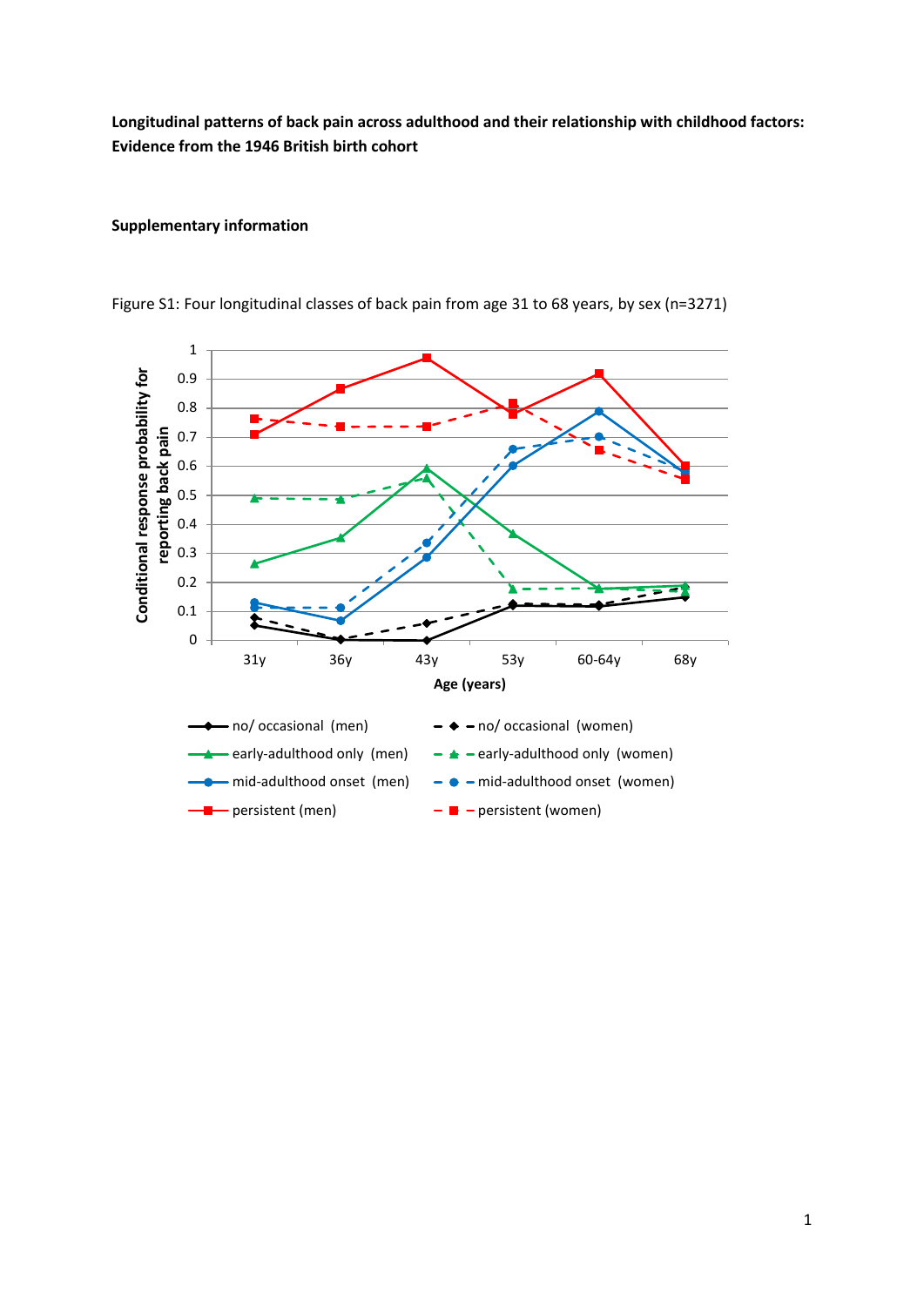**Longitudinal patterns of back pain across adulthood and their relationship with childhood factors: Evidence from the 1946 British birth cohort**

**Supplementary information**

Figure S1: Four longitudinal classes of back pain from age 31 to 68 years, by sex (n=3271)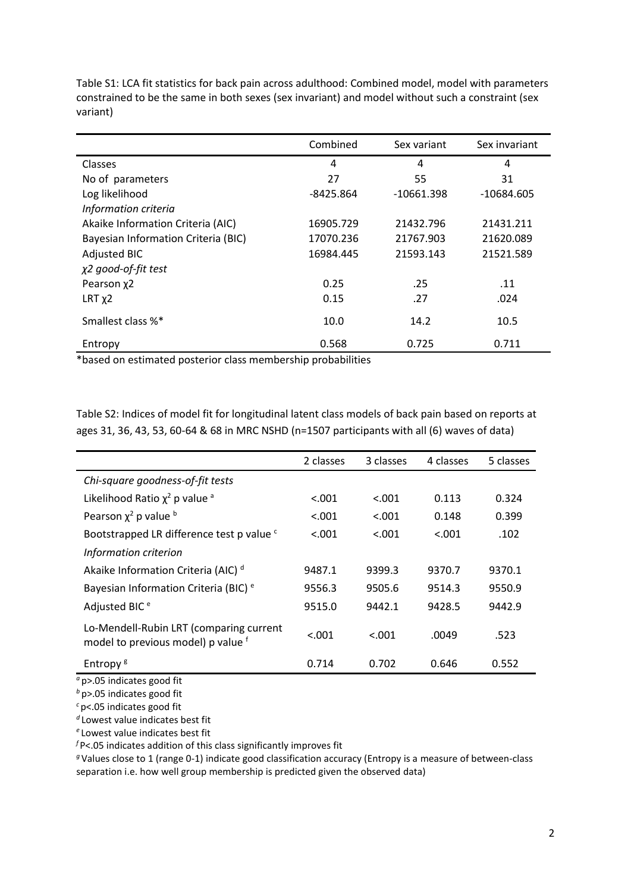Table S1: LCA fit statistics for back pain across adulthood: Combined model, model with parameters constrained to be the same in both sexes (sex invariant) and model without such a constraint (sex variant)

| | Combined | Sex variant | Sex invariant |
|---|---|---|---|
| Classes | 4 | 4 | 4 |
| No of parameters | 27 | 55 | 31 |
| Log likelihood | -8425.864 | -10661.398 | -10684.605 |
| *Information criteria* | | | |
| Akaike Information Criteria (AIC) | 16905.729 | 21432.796 | 21431.211 |
| Bayesian Information Criteria (BIC) | 17070.236 | 21767.903 | 21620.089 |
| Adjusted BIC | 16984.445 | 21593.143 | 21521.589 |
| *$\chi 2$ good-of-fit test* | | | |
| Pearson $\chi 2$ | 0.25 | .25 | .11 |
| LRT $\chi 2$ | 0.15 | .27 | .024 |
| Smallest class %* | 10.0 | 14.2 | 10.5 |
| Entropy | 0.568 | 0.725 | 0.711 |

*based on estimated posterior class membership probabilities

Table S2: Indices of model fit for longitudinal latent class models of back pain based on reports at ages 31, 36, 43, 53, 60-64 & 68 in MRC NSHD (n=1507 participants with all (6) waves of data)

| | 2 classes | 3 classes | 4 classes | 5 classes |
|---|---|---|---|---|
| *Chi-square goodness-of-fit tests* | | | | |
| Likelihood Ratio $\chi^2$ p value [a] | <.001 | <.001 | 0.113 | 0.324 |
| Pearson $\chi^2$ p value [b] | <.001 | <.001 | 0.148 | 0.399 |
| Bootstrapped LR difference test p value [c] | <.001 | <.001 | <.001 | .102 |
| *Information criterion* | | | | |
| Akaike Information Criteria (AIC) [d] | 9487.1 | 9399.3 | 9370.7 | 9370.1 |
| Bayesian Information Criteria (BIC) [e] | 9556.3 | 9505.6 | 9514.3 | 9550.9 |
| Adjusted BIC [e] | 9515.0 | 9442.1 | 9428.5 | 9442.9 |
| Lo-Mendell-Rubin LRT (comparing current model to previous model) p value [f] | <.001 | <.001 | .0049 | .523 |
| Entropy [g] | 0.714 | 0.702 | 0.646 | 0.552 |

[a] p>.05 indicates good fit
[b] p>.05 indicates good fit
[c] p<.05 indicates good fit
[d] Lowest value indicates best fit
[e] Lowest value indicates best fit
[f] P<.05 indicates addition of this class significantly improves fit
[g] Values close to 1 (range 0-1) indicate good classification accuracy (Entropy is a measure of between-class separation i.e. how well group membership is predicted given the observed data)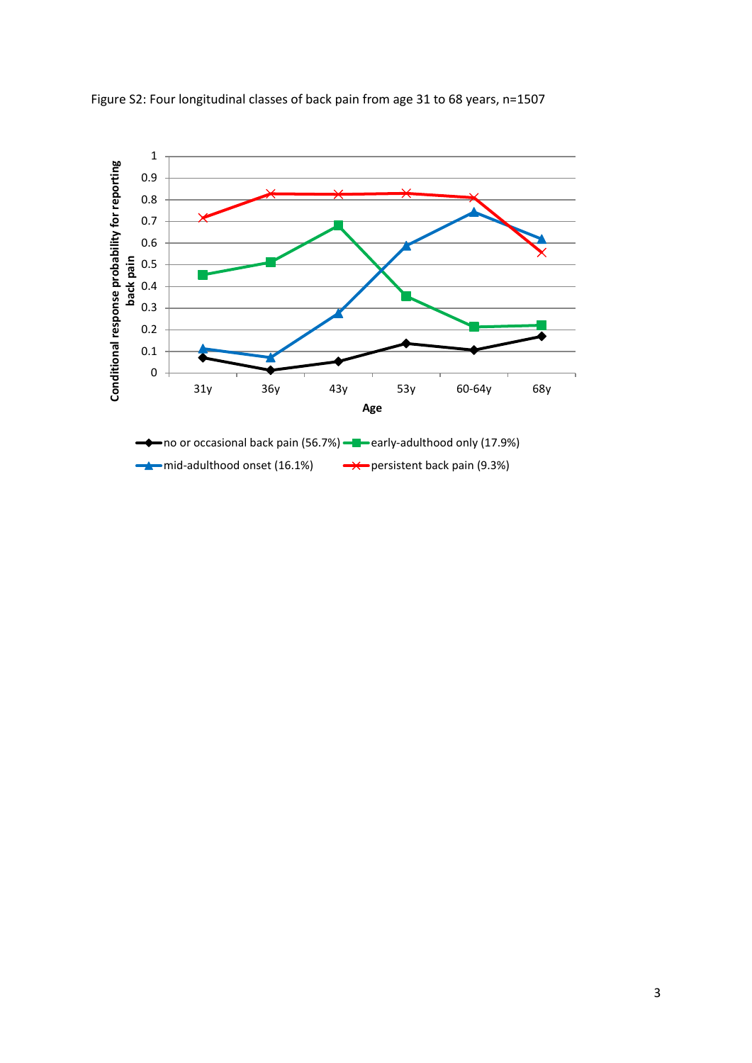Figure S2: Four longitudinal classes of back pain from age 31 to 68 years, n=1507

Conditional response probability for reporting back pain

1
0.9
0.8
0.7
0.6
0.5
0.4
0.3
0.2
0.1
0

31y
36y
43y
53y
60-64y
68y

Age

no or occasional back pain (56.7%)
early-adulthood only (17.9%)
mid-adulthood onset (16.1%)
persistent back pain (9.3%)